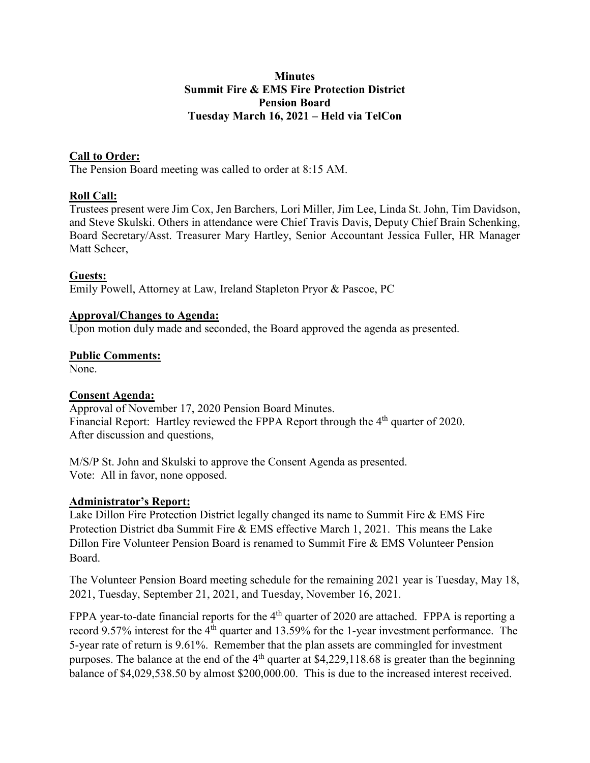**Minutes**
**Summit Fire & EMS Fire Protection District**
**Pension Board**
**Tuesday March 16, 2021 – Held via TelCon**

**Call to Order:**

The Pension Board meeting was called to order at 8:15 AM.

**Roll Call:**

Trustees present were Jim Cox, Jen Barchers, Lori Miller, Jim Lee, Linda St. John, Tim Davidson, and Steve Skulski. Others in attendance were Chief Travis Davis, Deputy Chief Brain Schenking, Board Secretary/Asst. Treasurer Mary Hartley, Senior Accountant Jessica Fuller, HR Manager Matt Scheer,

**Guests:**

Emily Powell, Attorney at Law, Ireland Stapleton Pryor & Pascoe, PC

**Approval/Changes to Agenda:**

Upon motion duly made and seconded, the Board approved the agenda as presented.

**Public Comments:**

None.

**Consent Agenda:**

Approval of November 17, 2020 Pension Board Minutes.
Financial Report: Hartley reviewed the FPPA Report through the 4th quarter of 2020.
After discussion and questions,

M/S/P St. John and Skulski to approve the Consent Agenda as presented.
Vote: All in favor, none opposed.

**Administrator's Report:**

Lake Dillon Fire Protection District legally changed its name to Summit Fire & EMS Fire Protection District dba Summit Fire & EMS effective March 1, 2021. This means the Lake Dillon Fire Volunteer Pension Board is renamed to Summit Fire & EMS Volunteer Pension Board.

The Volunteer Pension Board meeting schedule for the remaining 2021 year is Tuesday, May 18, 2021, Tuesday, September 21, 2021, and Tuesday, November 16, 2021.

FPPA year-to-date financial reports for the 4th quarter of 2020 are attached. FPPA is reporting a record 9.57% interest for the 4th quarter and 13.59% for the 1-year investment performance. The 5-year rate of return is 9.61%. Remember that the plan assets are commingled for investment purposes. The balance at the end of the 4th quarter at $4,229,118.68 is greater than the beginning balance of $4,029,538.50 by almost $200,000.00. This is due to the increased interest received.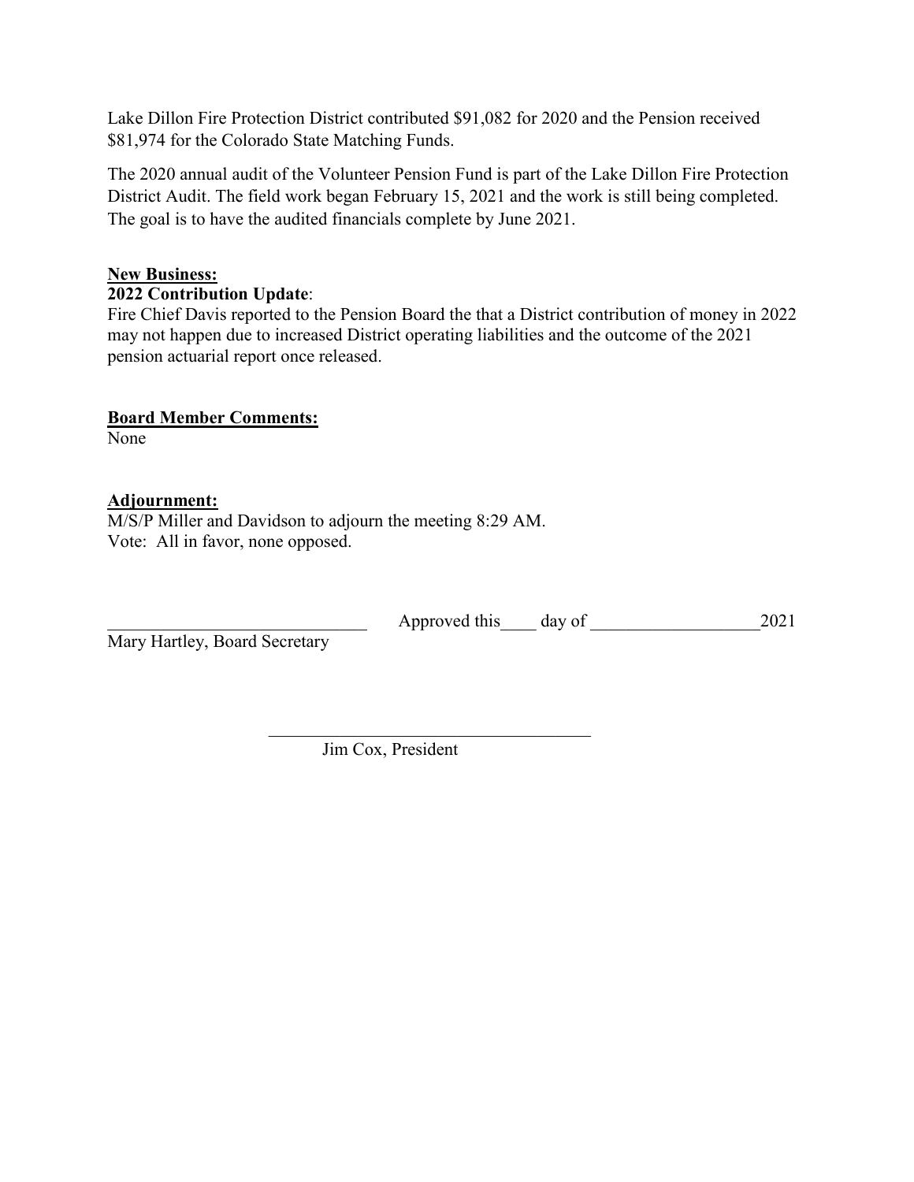Lake Dillon Fire Protection District contributed $91,082 for 2020 and the Pension received $81,974 for the Colorado State Matching Funds.

The 2020 annual audit of the Volunteer Pension Fund is part of the Lake Dillon Fire Protection District Audit. The field work began February 15, 2021 and the work is still being completed. The goal is to have the audited financials complete by June 2021.

**New Business:**

**2022 Contribution Update**:

Fire Chief Davis reported to the Pension Board the that a District contribution of money in 2022 may not happen due to increased District operating liabilities and the outcome of the 2021 pension actuarial report once released.

**Board Member Comments:**

None

**Adjournment:**

M/S/P Miller and Davidson to adjourn the meeting 8:29 AM.
Vote: All in favor, none opposed.

_____________________________ Approved this____ day of ___________________2021

Mary Hartley, Board Secretary

_____________________________________

Jim Cox, President